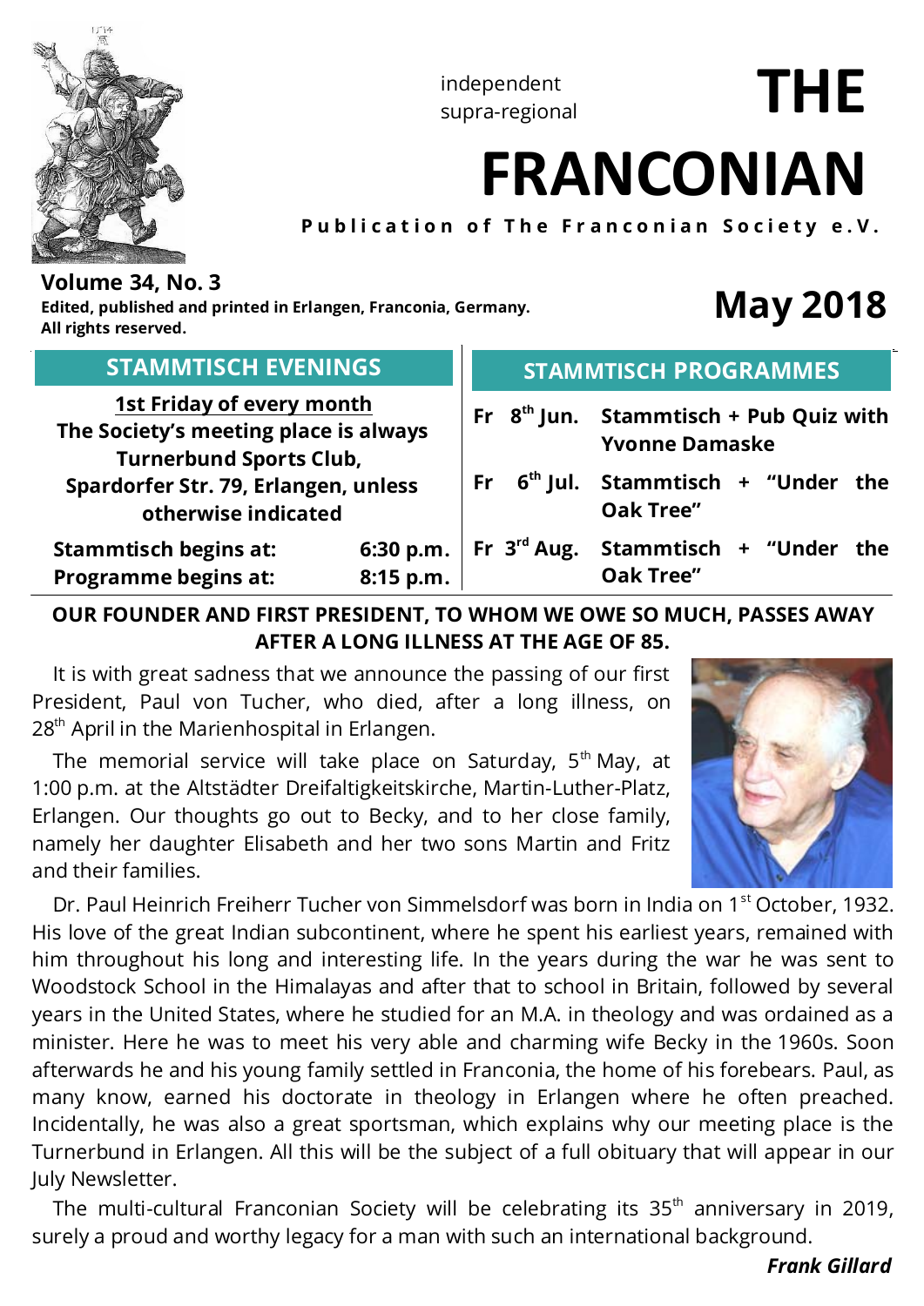independent
supra-regional

# THE FRANCONIAN

**Publication of The Franconian Society e.V.**

**Volume 34, No. 3**
**Edited, published and printed in Erlangen, Franconia, Germany.**
**All rights reserved.**

## May 2018

### STAMMTISCH EVENINGS

**1st Friday of every month**
**The Society's meeting place is always Turnerbund Sports Club, Spardorfer Str. 79, Erlangen, unless otherwise indicated**

| | |
|---|---|
| **Stammtisch begins at:** | **6:30 p.m.** |
| **Programme begins at:** | **8:15 p.m.** |

### STAMMTISCH PROGRAMMES

| | |
|---|---|
| **Fr 8th Jun.** | **Stammtisch + Pub Quiz with Yvonne Damaske** |
| **Fr 6th Jul.** | **Stammtisch + "Under the Oak Tree"** |
| **Fr 3rd Aug.** | **Stammtisch + "Under the Oak Tree"** |

### OUR FOUNDER AND FIRST PRESIDENT, TO WHOM WE OWE SO MUCH, PASSES AWAY AFTER A LONG ILLNESS AT THE AGE OF 85.

It is with great sadness that we announce the passing of our first President, Paul von Tucher, who died, after a long illness, on 28th April in the Marienhospital in Erlangen.

The memorial service will take place on Saturday, 5th May, at 1:00 p.m. at the Altstädter Dreifaltigkeitskirche, Martin-Luther-Platz, Erlangen. Our thoughts go out to Becky, and to her close family, namely her daughter Elisabeth and her two sons Martin and Fritz and their families.

Dr. Paul Heinrich Freiherr Tucher von Simmelsdorf was born in India on 1st October, 1932. His love of the great Indian subcontinent, where he spent his earliest years, remained with him throughout his long and interesting life. In the years during the war he was sent to Woodstock School in the Himalayas and after that to school in Britain, followed by several years in the United States, where he studied for an M.A. in theology and was ordained as a minister. Here he was to meet his very able and charming wife Becky in the 1960s. Soon afterwards he and his young family settled in Franconia, the home of his forebears. Paul, as many know, earned his doctorate in theology in Erlangen where he often preached. Incidentally, he was also a great sportsman, which explains why our meeting place is the Turnerbund in Erlangen. All this will be the subject of a full obituary that will appear in our July Newsletter.

The multi-cultural Franconian Society will be celebrating its 35th anniversary in 2019, surely a proud and worthy legacy for a man with such an international background.

***Frank Gillard***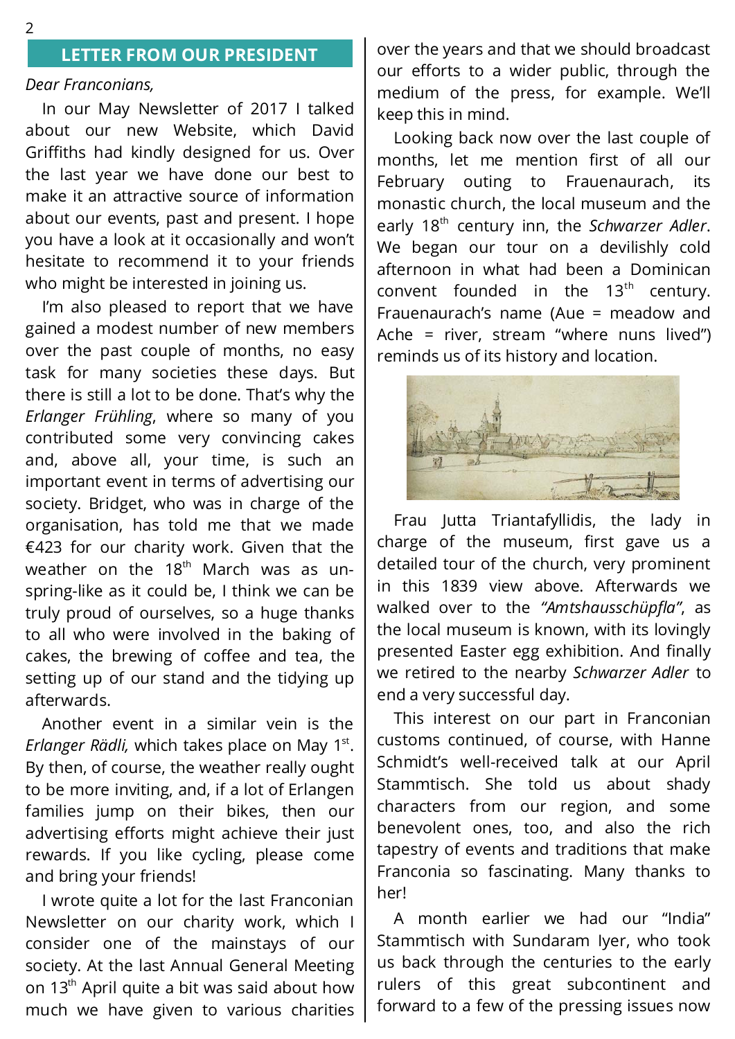## LETTER FROM OUR PRESIDENT

*Dear Franconians,*

In our May Newsletter of 2017 I talked about our new Website, which David Griffiths had kindly designed for us. Over the last year we have done our best to make it an attractive source of information about our events, past and present. I hope you have a look at it occasionally and won't hesitate to recommend it to your friends who might be interested in joining us.

I'm also pleased to report that we have gained a modest number of new members over the past couple of months, no easy task for many societies these days. But there is still a lot to be done. That's why the *Erlanger Frühling*, where so many of you contributed some very convincing cakes and, above all, your time, is such an important event in terms of advertising our society. Bridget, who was in charge of the organisation, has told me that we made €423 for our charity work. Given that the weather on the 18th March was as un-spring-like as it could be, I think we can be truly proud of ourselves, so a huge thanks to all who were involved in the baking of cakes, the brewing of coffee and tea, the setting up of our stand and the tidying up afterwards.

Another event in a similar vein is the *Erlanger Rädli,* which takes place on May 1st. By then, of course, the weather really ought to be more inviting, and, if a lot of Erlangen families jump on their bikes, then our advertising efforts might achieve their just rewards. If you like cycling, please come and bring your friends!

I wrote quite a lot for the last Franconian Newsletter on our charity work, which I consider one of the mainstays of our society. At the last Annual General Meeting on 13th April quite a bit was said about how much we have given to various charities over the years and that we should broadcast our efforts to a wider public, through the medium of the press, for example. We'll keep this in mind.

Looking back now over the last couple of months, let me mention first of all our February outing to Frauenaurach, its monastic church, the local museum and the early 18th century inn, the *Schwarzer Adler*. We began our tour on a devilishly cold afternoon in what had been a Dominican convent founded in the 13th century. Frauenaurach's name (Aue = meadow and Ache = river, stream "where nuns lived") reminds us of its history and location.

Frau Jutta Triantafyllidis, the lady in charge of the museum, first gave us a detailed tour of the church, very prominent in this 1839 view above. Afterwards we walked over to the *"Amtshausschüpfla"*, as the local museum is known, with its lovingly presented Easter egg exhibition. And finally we retired to the nearby *Schwarzer Adler* to end a very successful day.

This interest on our part in Franconian customs continued, of course, with Hanne Schmidt's well-received talk at our April Stammtisch. She told us about shady characters from our region, and some benevolent ones, too, and also the rich tapestry of events and traditions that make Franconia so fascinating. Many thanks to her!

A month earlier we had our "India" Stammtisch with Sundaram Iyer, who took us back through the centuries to the early rulers of this great subcontinent and forward to a few of the pressing issues now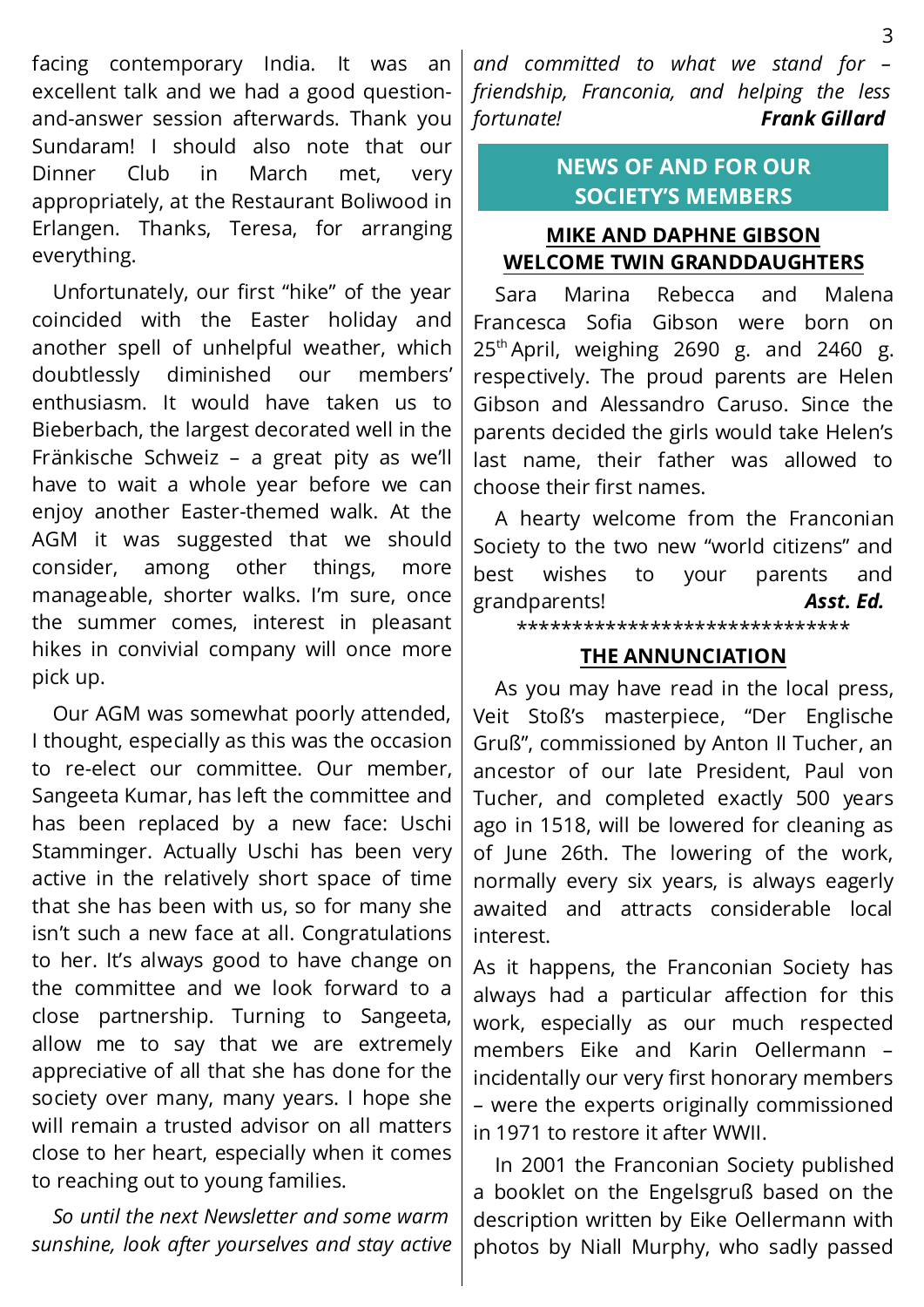facing contemporary India. It was an excellent talk and we had a good question-and-answer session afterwards. Thank you Sundaram! I should also note that our Dinner Club in March met, very appropriately, at the Restaurant Boliwood in Erlangen. Thanks, Teresa, for arranging everything.

Unfortunately, our first "hike" of the year coincided with the Easter holiday and another spell of unhelpful weather, which doubtlessly diminished our members' enthusiasm. It would have taken us to Bieberbach, the largest decorated well in the Fränkische Schweiz – a great pity as we'll have to wait a whole year before we can enjoy another Easter-themed walk. At the AGM it was suggested that we should consider, among other things, more manageable, shorter walks. I'm sure, once the summer comes, interest in pleasant hikes in convivial company will once more pick up.

Our AGM was somewhat poorly attended, I thought, especially as this was the occasion to re-elect our committee. Our member, Sangeeta Kumar, has left the committee and has been replaced by a new face: Uschi Stamminger. Actually Uschi has been very active in the relatively short space of time that she has been with us, so for many she isn't such a new face at all. Congratulations to her. It's always good to have change on the committee and we look forward to a close partnership. Turning to Sangeeta, allow me to say that we are extremely appreciative of all that she has done for the society over many, many years. I hope she will remain a trusted advisor on all matters close to her heart, especially when it comes to reaching out to young families.

*So until the next Newsletter and some warm sunshine, look after yourselves and stay active and committed to what we stand for – friendship, Franconia, and helping the less fortunate!* ***Frank Gillard***

## NEWS OF AND FOR OUR SOCIETY'S MEMBERS

### MIKE AND DAPHNE GIBSON WELCOME TWIN GRANDDAUGHTERS

Sara Marina Rebecca and Malena Francesca Sofia Gibson were born on 25th April, weighing 2690 g. and 2460 g. respectively. The proud parents are Helen Gibson and Alessandro Caruso. Since the parents decided the girls would take Helen's last name, their father was allowed to choose their first names.

A hearty welcome from the Franconian Society to the two new "world citizens" and best wishes to your parents and grandparents! ***Asst. Ed.***

******************************

### THE ANNUNCIATION

As you may have read in the local press, Veit Stoß's masterpiece, "Der Englische Gruß", commissioned by Anton II Tucher, an ancestor of our late President, Paul von Tucher, and completed exactly 500 years ago in 1518, will be lowered for cleaning as of June 26th. The lowering of the work, normally every six years, is always eagerly awaited and attracts considerable local interest.

As it happens, the Franconian Society has always had a particular affection for this work, especially as our much respected members Eike and Karin Oellermann – incidentally our very first honorary members – were the experts originally commissioned in 1971 to restore it after WWII.

In 2001 the Franconian Society published a booklet on the Engelsgruß based on the description written by Eike Oellermann with photos by Niall Murphy, who sadly passed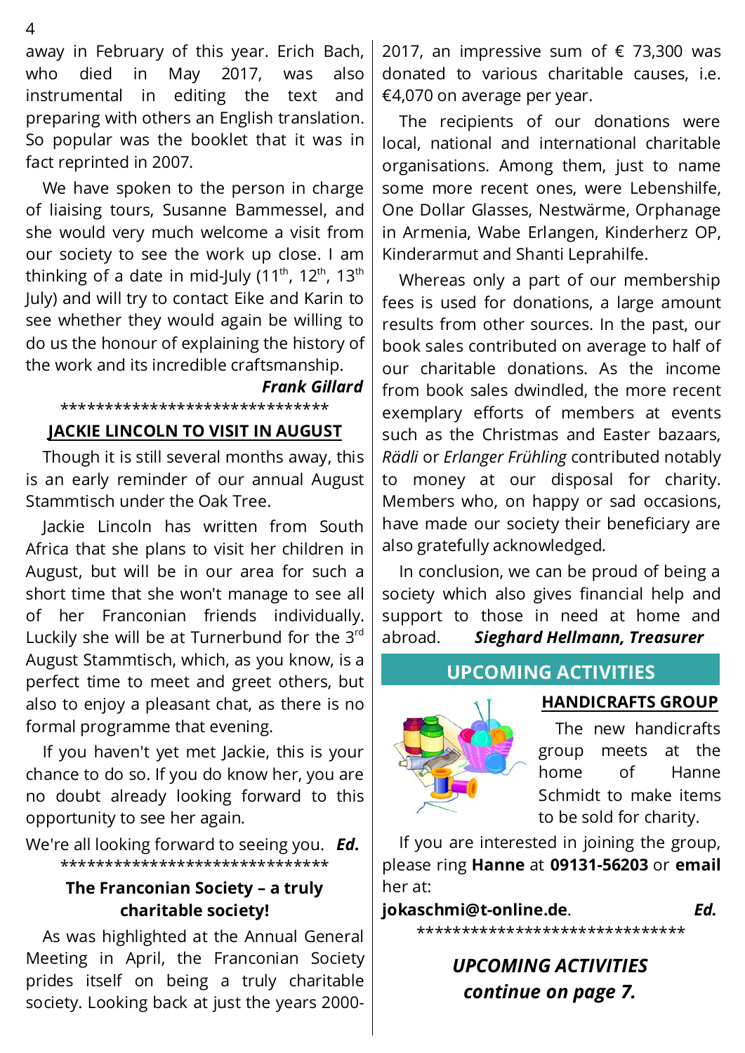away in February of this year. Erich Bach, who died in May 2017, was also instrumental in editing the text and preparing with others an English translation. So popular was the booklet that it was in fact reprinted in 2007.

We have spoken to the person in charge of liaising tours, Susanne Bammessel, and she would very much welcome a visit from our society to see the work up close. I am thinking of a date in mid-July (11th, 12th, 13th July) and will try to contact Eike and Karin to see whether they would again be willing to do us the honour of explaining the history of the work and its incredible craftsmanship.

***Frank Gillard***

******************************

## JACKIE LINCOLN TO VISIT IN AUGUST

Though it is still several months away, this is an early reminder of our annual August Stammtisch under the Oak Tree.

Jackie Lincoln has written from South Africa that she plans to visit her children in August, but will be in our area for such a short time that she won't manage to see all of her Franconian friends individually. Luckily she will be at Turnerbund for the 3rd August Stammtisch, which, as you know, is a perfect time to meet and greet others, but also to enjoy a pleasant chat, as there is no formal programme that evening.

If you haven't yet met Jackie, this is your chance to do so. If you do know her, you are no doubt already looking forward to this opportunity to see her again.

We're all looking forward to seeing you. ***Ed.***

******************************

## The Franconian Society – a truly charitable society!

As was highlighted at the Annual General Meeting in April, the Franconian Society prides itself on being a truly charitable society. Looking back at just the years 2000-2017, an impressive sum of € 73,300 was donated to various charitable causes, i.e. €4,070 on average per year.

The recipients of our donations were local, national and international charitable organisations. Among them, just to name some more recent ones, were Lebenshilfe, One Dollar Glasses, Nestwärme, Orphanage in Armenia, Wabe Erlangen, Kinderherz OP, Kinderarmut and Shanti Leprahilfe.

Whereas only a part of our membership fees is used for donations, a large amount results from other sources. In the past, our book sales contributed on average to half of our charitable donations. As the income from book sales dwindled, the more recent exemplary efforts of members at events such as the Christmas and Easter bazaars, *Rädli* or *Erlanger Frühling* contributed notably to money at our disposal for charity. Members who, on happy or sad occasions, have made our society their beneficiary are also gratefully acknowledged.

In conclusion, we can be proud of being a society which also gives financial help and support to those in need at home and abroad. ***Sieghard Hellmann, Treasurer***

## UPCOMING ACTIVITIES

### HANDICRAFTS GROUP

The new handicrafts group meets at the home of Hanne Schmidt to make items to be sold for charity.

If you are interested in joining the group, please ring **Hanne** at **09131-56203** or **email** her at:

**jokaschmi@t-online.de**. ***Ed.***

******************************

***UPCOMING ACTIVITIES continue on page 7.***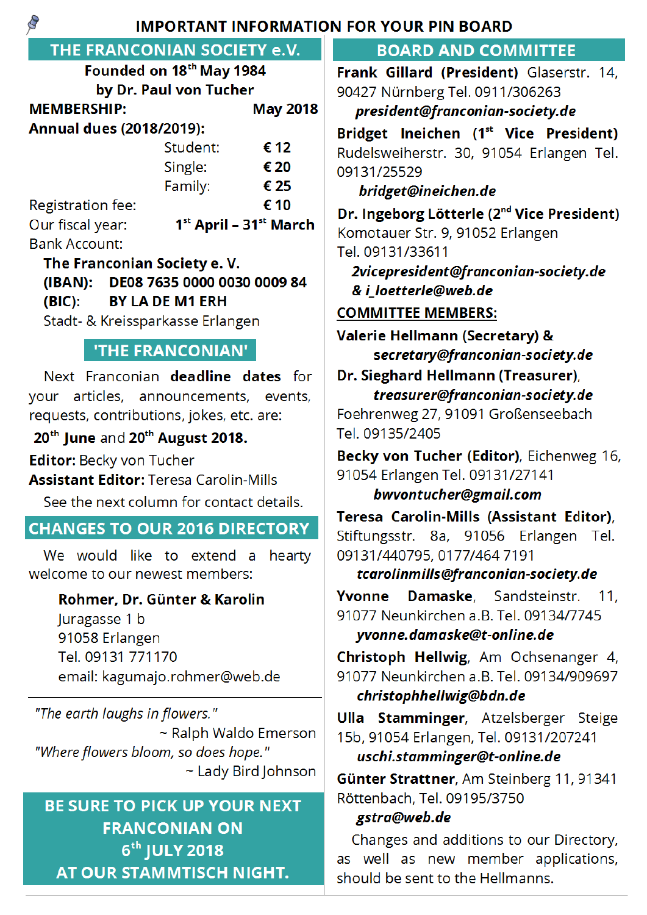# IMPORTANT INFORMATION FOR YOUR PIN BOARD

## THE FRANCONIAN SOCIETY e.V.

**Founded on 18th May 1984**
**by Dr. Paul von Tucher**

**MEMBERSHIP:** **May 2018**

**Annual dues (2018/2019):**

| | |
|---|---|
| Student: | **€ 12** |
| Single: | **€ 20** |
| Family: | **€ 25** |

Registration fee: **€ 10**

Our fiscal year: **1st April – 31st March**

Bank Account:

**The Franconian Society e. V.**
**(IBAN): DE08 7635 0000 0030 0009 84**
**(BIC): BY LA DE M1 ERH**
Stadt- & Kreissparkasse Erlangen

## 'THE FRANCONIAN'

Next Franconian **deadline dates** for your articles, announcements, events, requests, contributions, jokes, etc. are:

**20th June** and **20th August 2018.**

**Editor:** Becky von Tucher
**Assistant Editor:** Teresa Carolin-Mills

See the next column for contact details.

## CHANGES TO OUR 2016 DIRECTORY

We would like to extend a hearty welcome to our newest members:

**Rohmer, Dr. Günter & Karolin**
Juragasse 1 b
91058 Erlangen
Tel. 09131 771170
email: kagumajo.rohmer@web.de

---

*"The earth laughs in flowers."*
~ Ralph Waldo Emerson

*"Where flowers bloom, so does hope."*
~ Lady Bird Johnson

**BE SURE TO PICK UP YOUR NEXT FRANCONIAN ON 6th JULY 2018 AT OUR STAMMTISCH NIGHT.**

## BOARD AND COMMITTEE

**Frank Gillard (President)** Glaserstr. 14, 90427 Nürnberg Tel. 0911/306263
***president@franconian-society.de***

**Bridget Ineichen (1st Vice President)** Rudelsweiherstr. 30, 91054 Erlangen Tel. 09131/25529
***bridget@ineichen.de***

**Dr. Ingeborg Lötterle (2nd Vice President)** Komotauer Str. 9, 91052 Erlangen Tel. 09131/33611
***2vicepresident@franconian-society.de & i_loetterle@web.de***

**COMMITTEE MEMBERS:**

**Valerie Hellmann (Secretary)** &
***secretary@franconian-society.de***

**Dr. Sieghard Hellmann (Treasurer)**,
***treasurer@franconian-society.de***
Foehrenweg 27, 91091 Großenseebach Tel. 09135/2405

**Becky von Tucher (Editor)**, Eichenweg 16, 91054 Erlangen Tel. 09131/27141
***bwvontucher@gmail.com***

**Teresa Carolin-Mills (Assistant Editor)**, Stiftungsstr. 8a, 91056 Erlangen Tel. 09131/440795, 0177/464 7191
***tcarolinmills@franconian-society.de***

**Yvonne Damaske**, Sandsteinstr. 11, 91077 Neunkirchen a.B. Tel. 09134/7745
***yvonne.damaske@t-online.de***

**Christoph Hellwig**, Am Ochsenanger 4, 91077 Neunkirchen a.B. Tel. 09134/909697
***christophhellwig@bdn.de***

**Ulla Stamminger**, Atzelsberger Steige 15b, 91054 Erlangen, Tel. 09131/207241
***uschi.stamminger@t-online.de***

**Günter Strattner**, Am Steinberg 11, 91341 Röttenbach, Tel. 09195/3750
***gstra@web.de***

Changes and additions to our Directory, as well as new member applications, should be sent to the Hellmanns.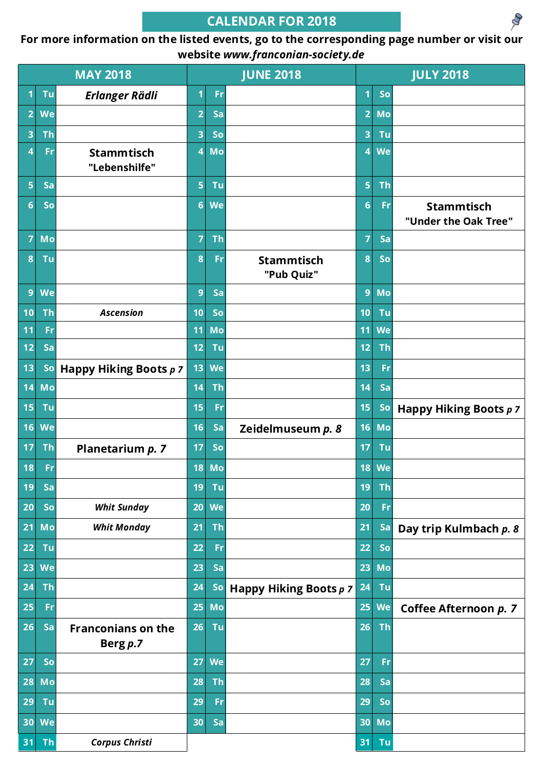# CALENDAR FOR 2018

**For more information on the listed events, go to the corresponding page number or visit our website *www.franconian-society.de***

| MAY 2018 | | | JUNE 2018 | | | JULY 2018 | | |
|---|---|---|---|---|---|---|---|---|
| 1 | Tu | ***Erlanger Rädli*** | 1 | Fr | | 1 | So | |
| 2 | We | | 2 | Sa | | 2 | Mo | |
| 3 | Th | | 3 | So | | 3 | Tu | |
| 4 | Fr | **Stammtisch "Lebenshilfe"** | 4 | Mo | | 4 | We | |
| 5 | Sa | | 5 | Tu | | 5 | Th | |
| 6 | So | | 6 | We | | 6 | Fr | **Stammtisch "Under the Oak Tree"** |
| 7 | Mo | | 7 | Th | | 7 | Sa | |
| 8 | Tu | | 8 | Fr | **Stammtisch "Pub Quiz"** | 8 | So | |
| 9 | We | | 9 | Sa | | 9 | Mo | |
| 10 | Th | ***Ascension*** | 10 | So | | 10 | Tu | |
| 11 | Fr | | 11 | Mo | | 11 | We | |
| 12 | Sa | | 12 | Tu | | 12 | Th | |
| 13 | So | **Happy Hiking Boots *p 7*** | 13 | We | | 13 | Fr | |
| 14 | Mo | | 14 | Th | | 14 | Sa | |
| 15 | Tu | | 15 | Fr | | 15 | So | **Happy Hiking Boots *p 7*** |
| 16 | We | | 16 | Sa | **Zeidelmuseum *p. 8*** | 16 | Mo | |
| 17 | Th | **Planetarium *p. 7*** | 17 | So | | 17 | Tu | |
| 18 | Fr | | 18 | Mo | | 18 | We | |
| 19 | Sa | | 19 | Tu | | 19 | Th | |
| 20 | So | ***Whit Sunday*** | 20 | We | | 20 | Fr | |
| 21 | Mo | ***Whit Monday*** | 21 | Th | | 21 | Sa | **Day trip Kulmbach *p. 8*** |
| 22 | Tu | | 22 | Fr | | 22 | So | |
| 23 | We | | 23 | Sa | | 23 | Mo | |
| 24 | Th | | 24 | So | **Happy Hiking Boots *p 7*** | 24 | Tu | |
| 25 | Fr | | 25 | Mo | | 25 | We | **Coffee Afternoon *p. 7*** |
| 26 | Sa | **Franconians on the Berg *p.7*** | 26 | Tu | | 26 | Th | |
| 27 | So | | 27 | We | | 27 | Fr | |
| 28 | Mo | | 28 | Th | | 28 | Sa | |
| 29 | Tu | | 29 | Fr | | 29 | So | |
| 30 | We | | 30 | Sa | | 30 | Mo | |
| 31 | Th | ***Corpus Christi*** | | | | 31 | Tu | |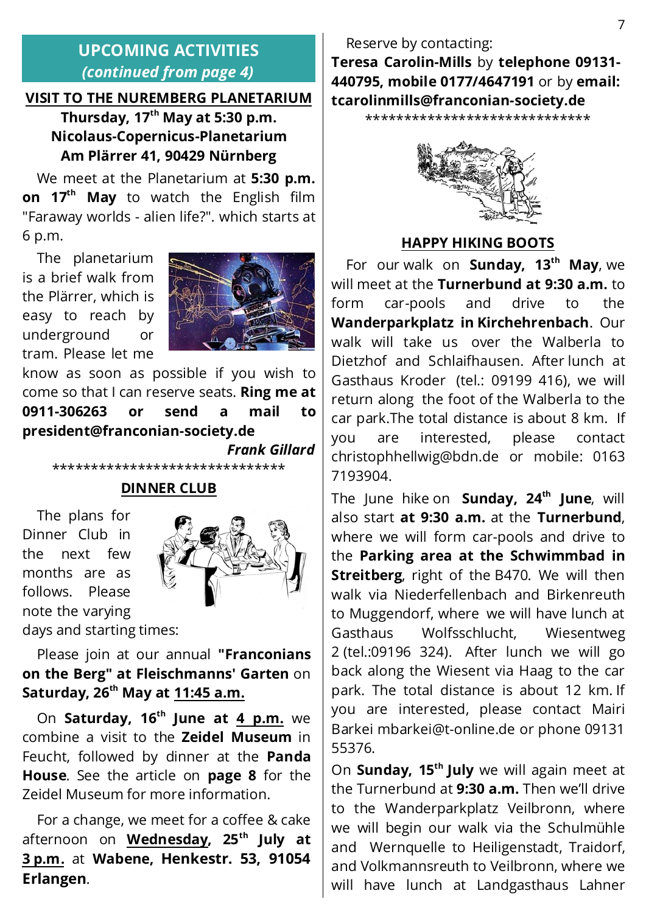## UPCOMING ACTIVITIES
*(continued from page 4)*

### VISIT TO THE NUREMBERG PLANETARIUM

**Thursday, 17th May at 5:30 p.m.**
**Nicolaus-Copernicus-Planetarium**
**Am Plärrer 41, 90429 Nürnberg**

We meet at the Planetarium at **5:30 p.m. on 17th May** to watch the English film "Faraway worlds - alien life?". which starts at 6 p.m.

The planetarium is a brief walk from the Plärrer, which is easy to reach by underground or tram. Please let me know as soon as possible if you wish to come so that I can reserve seats. **Ring me at 0911-306263 or send a mail to president@franconian-society.de**

***Frank Gillard***

******************************

### DINNER CLUB

The plans for Dinner Club in the next few months are as follows. Please note the varying days and starting times:

Please join at our annual **"Franconians on the Berg" at Fleischmanns' Garten** on **Saturday, 26th May at 11:45 a.m.**

On **Saturday, 16th June at 4 p.m.** we combine a visit to the **Zeidel Museum** in Feucht, followed by dinner at the **Panda House**. See the article on **page 8** for the Zeidel Museum for more information.

For a change, we meet for a coffee & cake afternoon on **Wednesday, 25th July at 3 p.m.** at **Wabene, Henkestr. 53, 91054 Erlangen**.

Reserve by contacting:
**Teresa Carolin-Mills** by **telephone 09131-440795, mobile 0177/4647191** or by **email: tcarolinmills@franconian-society.de**

******************************

### HAPPY HIKING BOOTS

For our walk on **Sunday, 13th May**, we will meet at the **Turnerbund at 9:30 a.m.** to form car-pools and drive to the **Wanderparkplatz in Kirchehrenbach**. Our walk will take us over the Walberla to Dietzhof and Schlaifhausen. After lunch at Gasthaus Kroder (tel.: 09199 416), we will return along the foot of the Walberla to the car park.The total distance is about 8 km. If you are interested, please contact christophhellwig@bdn.de or mobile: 0163 7193904.

The June hike on **Sunday, 24th June**, will also start **at 9:30 a.m.** at the **Turnerbund**, where we will form car-pools and drive to the **Parking area at the Schwimmbad in Streitberg**, right of the B470. We will then walk via Niederfellenbach and Birkenreuth to Muggendorf, where we will have lunch at Gasthaus Wolfsschlucht, Wiesentweg 2 (tel.:09196 324). After lunch we will go back along the Wiesent via Haag to the car park. The total distance is about 12 km. If you are interested, please contact Mairi Barkei mbarkei@t-online.de or phone 09131 55376.

On **Sunday, 15th July** we will again meet at the Turnerbund at **9:30 a.m.** Then we'll drive to the Wanderparkplatz Veilbronn, where we will begin our walk via the Schulmühle and Wernquelle to Heiligenstadt, Traidorf, and Volkmannsreuth to Veilbronn, where we will have lunch at Landgasthaus Lahner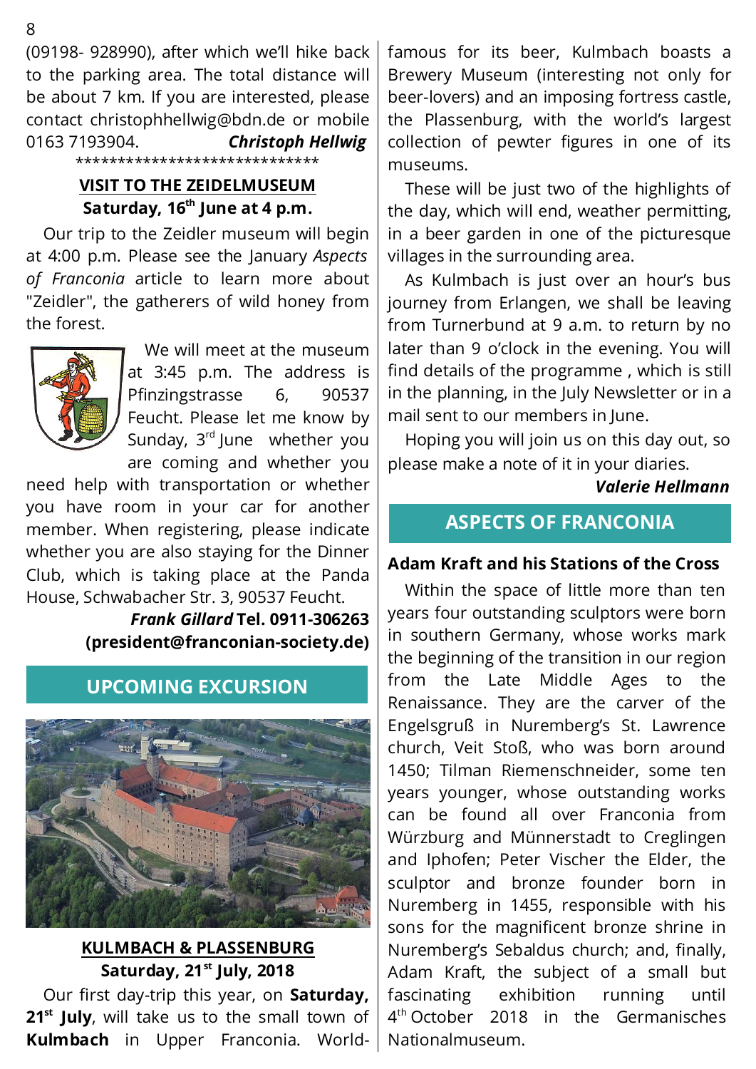(09198- 928990), after which we'll hike back to the parking area. The total distance will be about 7 km. If you are interested, please contact christophhellwig@bdn.de or mobile 0163 7193904. ***Christoph Hellwig***

******************************

## VISIT TO THE ZEIDELMUSEUM

**Saturday, 16th June at 4 p.m.**

Our trip to the Zeidler museum will begin at 4:00 p.m. Please see the January *Aspects of Franconia* article to learn more about "Zeidler", the gatherers of wild honey from the forest.

We will meet at the museum at 3:45 p.m. The address is Pfinzingstrasse 6, 90537 Feucht. Please let me know by Sunday, 3rd June whether you are coming and whether you need help with transportation or whether you have room in your car for another member. When registering, please indicate whether you are also staying for the Dinner Club, which is taking place at the Panda House, Schwabacher Str. 3, 90537 Feucht.

***Frank Gillard* Tel. 0911-306263 (president@franconian-society.de)**

## UPCOMING EXCURSION

### KULMBACH & PLASSENBURG

**Saturday, 21st July, 2018**

Our first day-trip this year, on **Saturday, 21st July**, will take us to the small town of **Kulmbach** in Upper Franconia. World-famous for its beer, Kulmbach boasts a Brewery Museum (interesting not only for beer-lovers) and an imposing fortress castle, the Plassenburg, with the world's largest collection of pewter figures in one of its museums.

These will be just two of the highlights of the day, which will end, weather permitting, in a beer garden in one of the picturesque villages in the surrounding area.

As Kulmbach is just over an hour's bus journey from Erlangen, we shall be leaving from Turnerbund at 9 a.m. to return by no later than 9 o'clock in the evening. You will find details of the programme , which is still in the planning, in the July Newsletter or in a mail sent to our members in June.

Hoping you will join us on this day out, so please make a note of it in your diaries.

***Valerie Hellmann***

## ASPECTS OF FRANCONIA

### Adam Kraft and his Stations of the Cross

Within the space of little more than ten years four outstanding sculptors were born in southern Germany, whose works mark the beginning of the transition in our region from the Late Middle Ages to the Renaissance. They are the carver of the Engelsgruß in Nuremberg's St. Lawrence church, Veit Stoß, who was born around 1450; Tilman Riemenschneider, some ten years younger, whose outstanding works can be found all over Franconia from Würzburg and Münnerstadt to Creglingen and Iphofen; Peter Vischer the Elder, the sculptor and bronze founder born in Nuremberg in 1455, responsible with his sons for the magnificent bronze shrine in Nuremberg's Sebaldus church; and, finally, Adam Kraft, the subject of a small but fascinating exhibition running until 4th October 2018 in the Germanisches Nationalmuseum.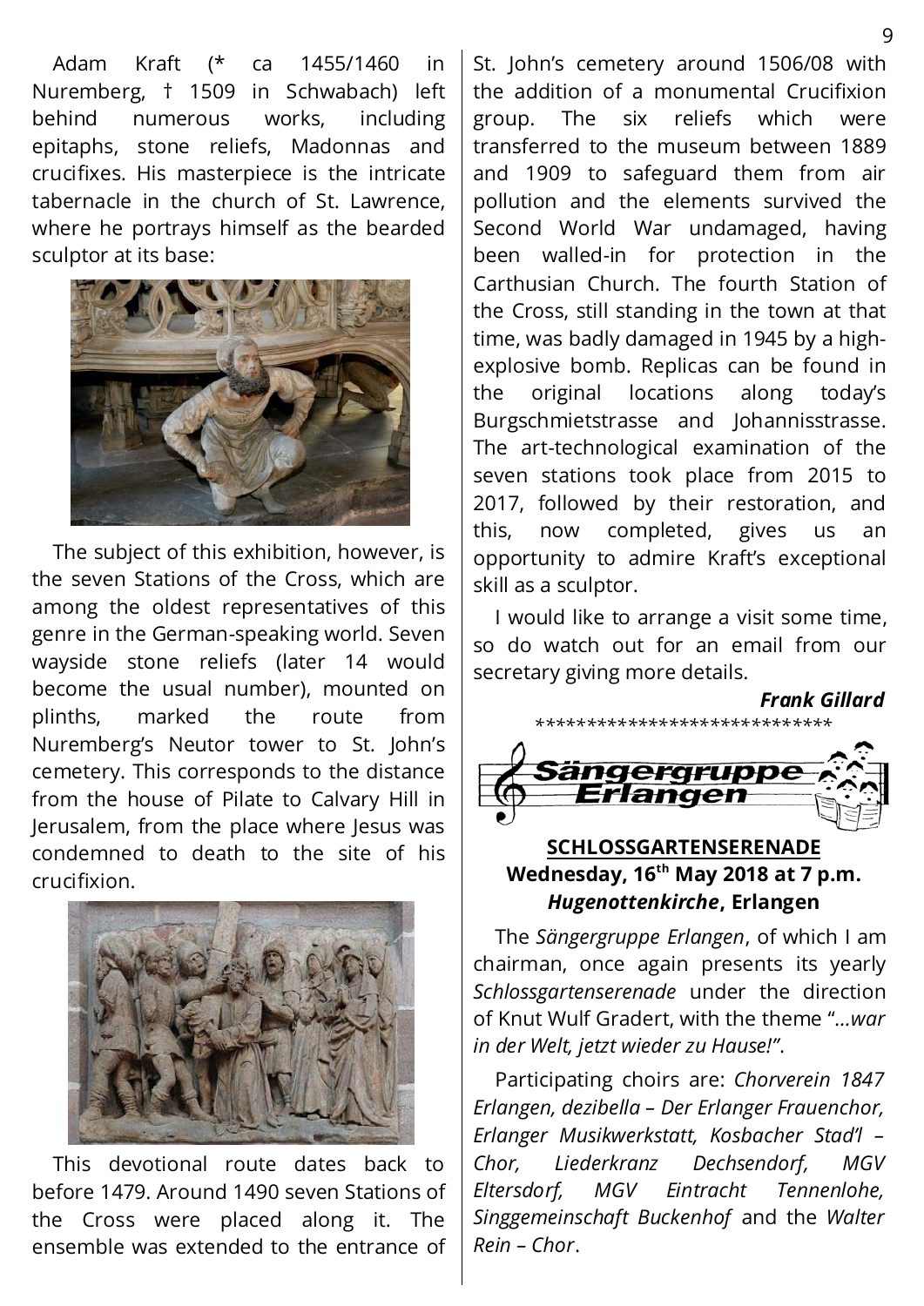Adam Kraft (* ca 1455/1460 in Nuremberg, † 1509 in Schwabach) left behind numerous works, including epitaphs, stone reliefs, Madonnas and crucifixes. His masterpiece is the intricate tabernacle in the church of St. Lawrence, where he portrays himself as the bearded sculptor at its base:

The subject of this exhibition, however, is the seven Stations of the Cross, which are among the oldest representatives of this genre in the German-speaking world. Seven wayside stone reliefs (later 14 would become the usual number), mounted on plinths, marked the route from Nuremberg's Neutor tower to St. John's cemetery. This corresponds to the distance from the house of Pilate to Calvary Hill in Jerusalem, from the place where Jesus was condemned to death to the site of his crucifixion.

This devotional route dates back to before 1479. Around 1490 seven Stations of the Cross were placed along it. The ensemble was extended to the entrance of St. John's cemetery around 1506/08 with the addition of a monumental Crucifixion group. The six reliefs which were transferred to the museum between 1889 and 1909 to safeguard them from air pollution and the elements survived the Second World War undamaged, having been walled-in for protection in the Carthusian Church. The fourth Station of the Cross, still standing in the town at that time, was badly damaged in 1945 by a high-explosive bomb. Replicas can be found in the original locations along today's Burgschmietstrasse and Johannisstrasse. The art-technological examination of the seven stations took place from 2015 to 2017, followed by their restoration, and this, now completed, gives us an opportunity to admire Kraft's exceptional skill as a sculptor.

I would like to arrange a visit some time, so do watch out for an email from our secretary giving more details.

***Frank Gillard***

*****************************

## Sängergruppe Erlangen

**SCHLOSSGARTENSERENADE**
**Wednesday, 16th May 2018 at 7 p.m.**
***Hugenottenkirche*, Erlangen**

The *Sängergruppe Erlangen*, of which I am chairman, once again presents its yearly *Schlossgartenserenade* under the direction of Knut Wulf Gradert, with the theme "*...war in der Welt, jetzt wieder zu Hause!*".

Participating choirs are: *Chorverein 1847 Erlangen, dezibella – Der Erlanger Frauenchor, Erlanger Musikwerkstatt, Kosbacher Stad'l – Chor, Liederkranz Dechsendorf, MGV Eltersdorf, MGV Eintracht Tennenlohe, Singgemeinschaft Buckenhof* and the *Walter Rein – Chor*.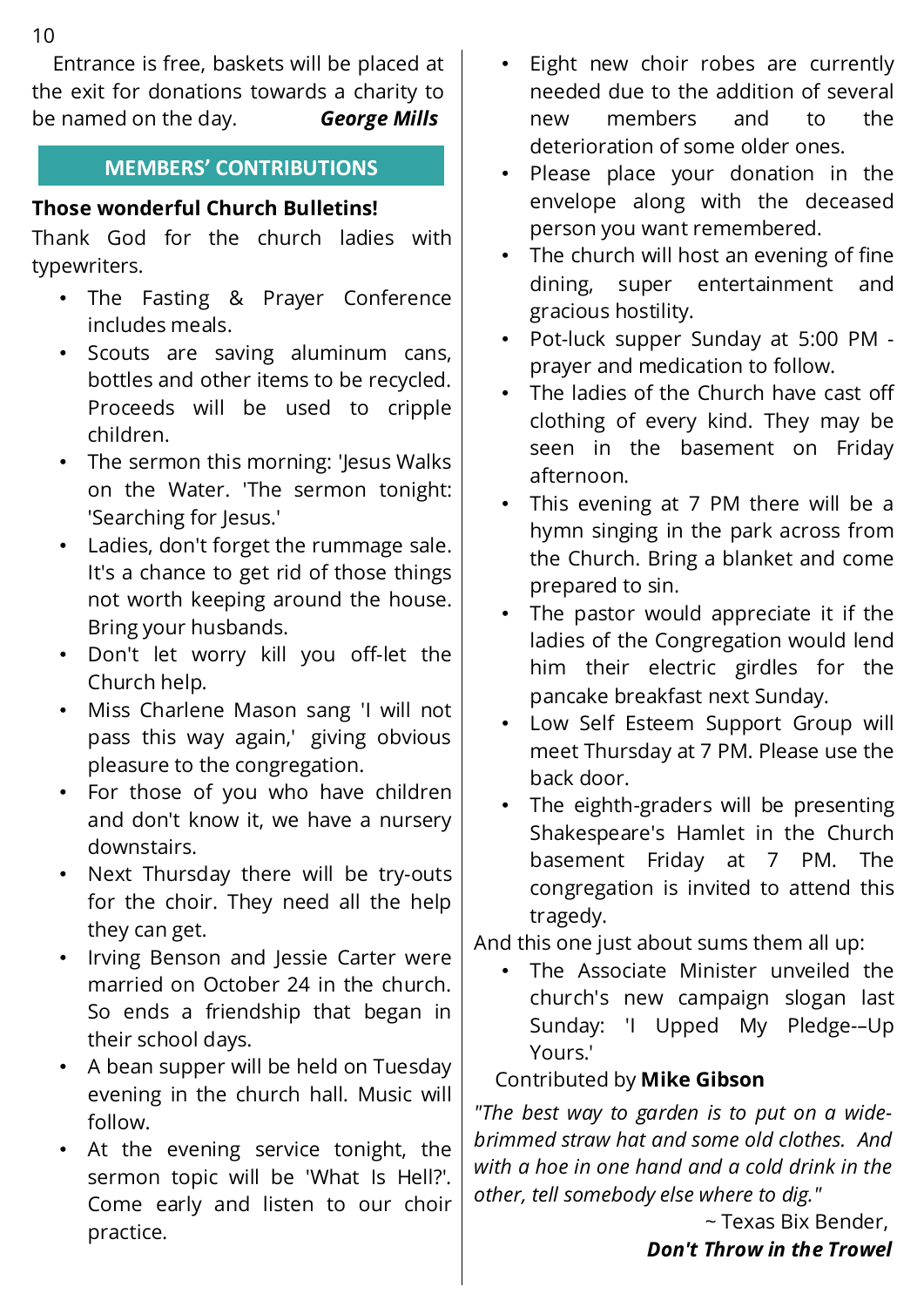Entrance is free, baskets will be placed at the exit for donations towards a charity to be named on the day. ***George Mills***

## MEMBERS' CONTRIBUTIONS

**Those wonderful Church Bulletins!**

Thank God for the church ladies with typewriters.

- The Fasting & Prayer Conference includes meals.
- Scouts are saving aluminum cans, bottles and other items to be recycled. Proceeds will be used to cripple children.
- The sermon this morning: 'Jesus Walks on the Water. 'The sermon tonight: 'Searching for Jesus.'
- Ladies, don't forget the rummage sale. It's a chance to get rid of those things not worth keeping around the house. Bring your husbands.
- Don't let worry kill you off-let the Church help.
- Miss Charlene Mason sang 'I will not pass this way again,' giving obvious pleasure to the congregation.
- For those of you who have children and don't know it, we have a nursery downstairs.
- Next Thursday there will be try-outs for the choir. They need all the help they can get.
- Irving Benson and Jessie Carter were married on October 24 in the church. So ends a friendship that began in their school days.
- A bean supper will be held on Tuesday evening in the church hall. Music will follow.
- At the evening service tonight, the sermon topic will be 'What Is Hell?'. Come early and listen to our choir practice.
- Eight new choir robes are currently needed due to the addition of several new members and to the deterioration of some older ones.
- Please place your donation in the envelope along with the deceased person you want remembered.
- The church will host an evening of fine dining, super entertainment and gracious hostility.
- Pot-luck supper Sunday at 5:00 PM - prayer and medication to follow.
- The ladies of the Church have cast off clothing of every kind. They may be seen in the basement on Friday afternoon.
- This evening at 7 PM there will be a hymn singing in the park across from the Church. Bring a blanket and come prepared to sin.
- The pastor would appreciate it if the ladies of the Congregation would lend him their electric girdles for the pancake breakfast next Sunday.
- Low Self Esteem Support Group will meet Thursday at 7 PM. Please use the back door.
- The eighth-graders will be presenting Shakespeare's Hamlet in the Church basement Friday at 7 PM. The congregation is invited to attend this tragedy.

And this one just about sums them all up:

- The Associate Minister unveiled the church's new campaign slogan last Sunday: 'I Upped My Pledge--Up Yours.'

Contributed by **Mike Gibson**

*"The best way to garden is to put on a wide-brimmed straw hat and some old clothes. And with a hoe in one hand and a cold drink in the other, tell somebody else where to dig."*

~ Texas Bix Bender,
***Don't Throw in the Trowel***